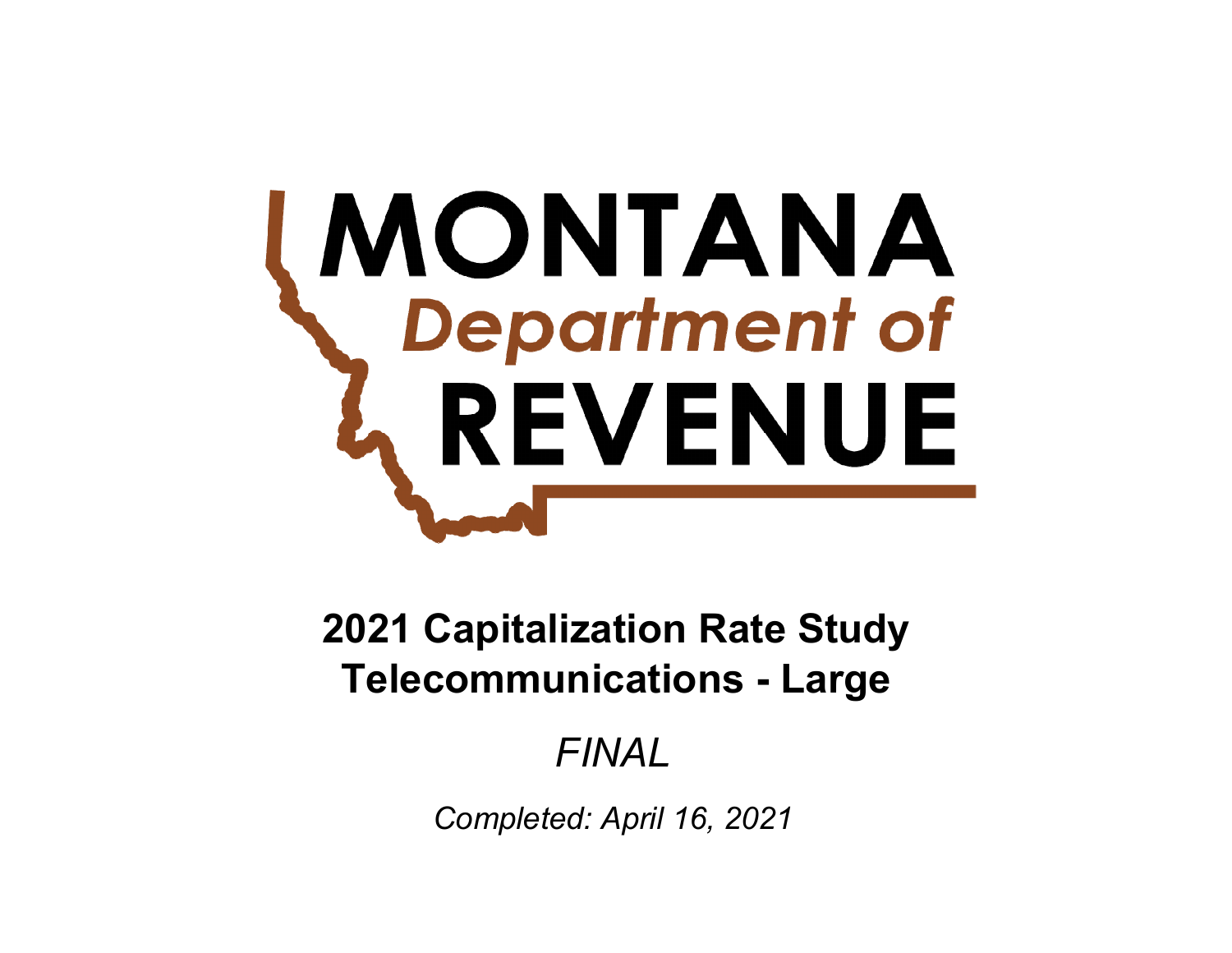MONTANA
*Department of*
REVENUE

# 2021 Capitalization Rate Study
# Telecommunications - Large

*FINAL*

*Completed: April 16, 2021*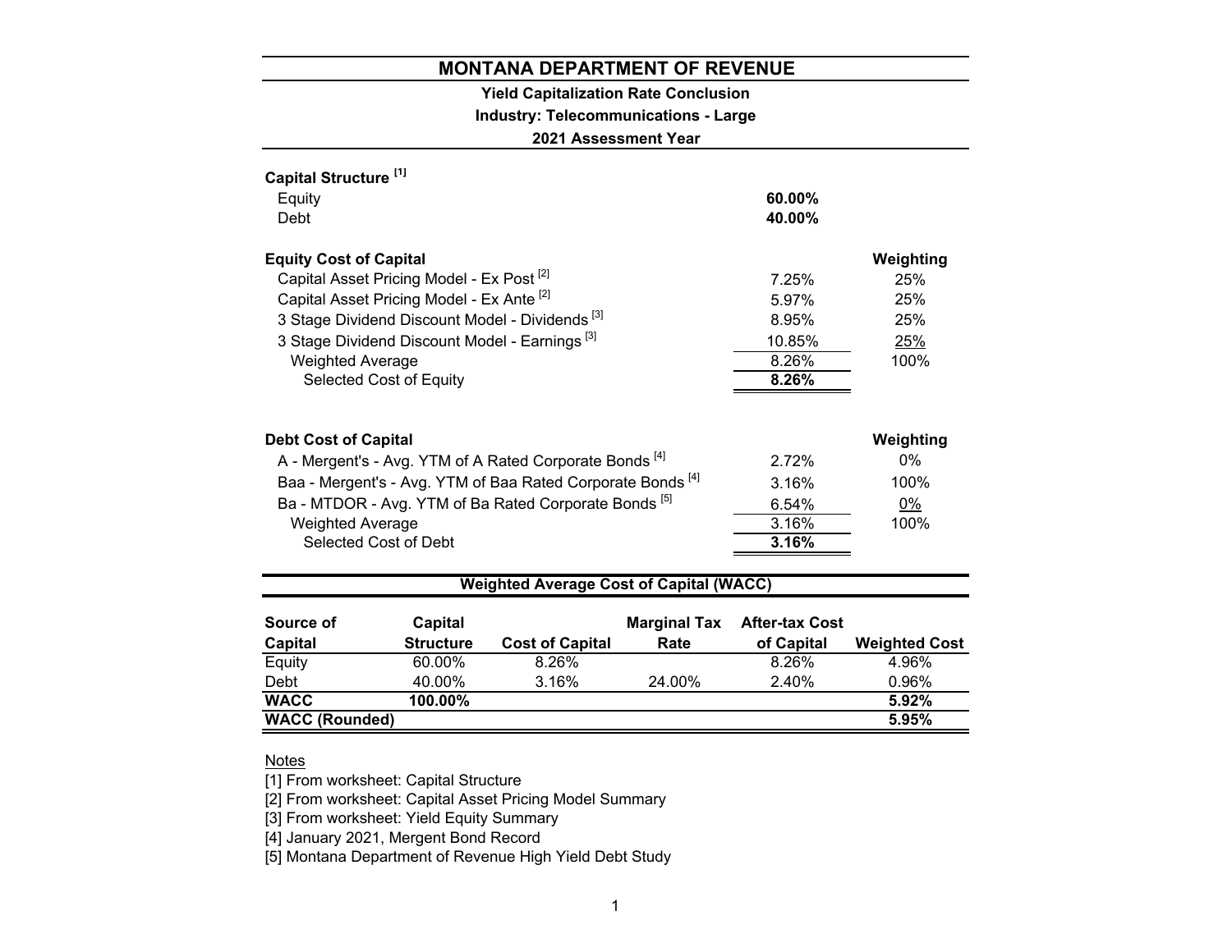# MONTANA DEPARTMENT OF REVENUE

**Yield Capitalization Rate Conclusion**

**Industry: Telecommunications - Large**

**2021 Assessment Year**

**Capital Structure** [1]

| | |
|---|---|
| Equity | **60.00%** |
| Debt | **40.00%** |

| **Equity Cost of Capital** | | **Weighting** |
|---|---|---|
| Capital Asset Pricing Model - Ex Post [2] | 7.25% | 25% |
| Capital Asset Pricing Model - Ex Ante [2] | 5.97% | 25% |
| 3 Stage Dividend Discount Model - Dividends [3] | 8.95% | 25% |
| 3 Stage Dividend Discount Model - Earnings [3] | 10.85% | 25% |
| Weighted Average | 8.26% | 100% |
| Selected Cost of Equity | **8.26%** | |

| **Debt Cost of Capital** | | **Weighting** |
|---|---|---|
| A - Mergent's - Avg. YTM of A Rated Corporate Bonds [4] | 2.72% | 0% |
| Baa - Mergent's - Avg. YTM of Baa Rated Corporate Bonds [4] | 3.16% | 100% |
| Ba - MTDOR - Avg. YTM of Ba Rated Corporate Bonds [5] | 6.54% | 0% |
| Weighted Average | 3.16% | 100% |
| Selected Cost of Debt | **3.16%** | |

**Weighted Average Cost of Capital (WACC)**

| Source of Capital | Capital Structure | Cost of Capital | Marginal Tax Rate | After-tax Cost of Capital | Weighted Cost |
|---|---|---|---|---|---|
| Equity | 60.00% | 8.26% | | 8.26% | 4.96% |
| Debt | 40.00% | 3.16% | 24.00% | 2.40% | 0.96% |
| **WACC** | **100.00%** | | | | **5.92%** |
| **WACC (Rounded)** | | | | | **5.95%** |

Notes

[1] From worksheet: Capital Structure

[2] From worksheet: Capital Asset Pricing Model Summary

[3] From worksheet: Yield Equity Summary

[4] January 2021, Mergent Bond Record

[5] Montana Department of Revenue High Yield Debt Study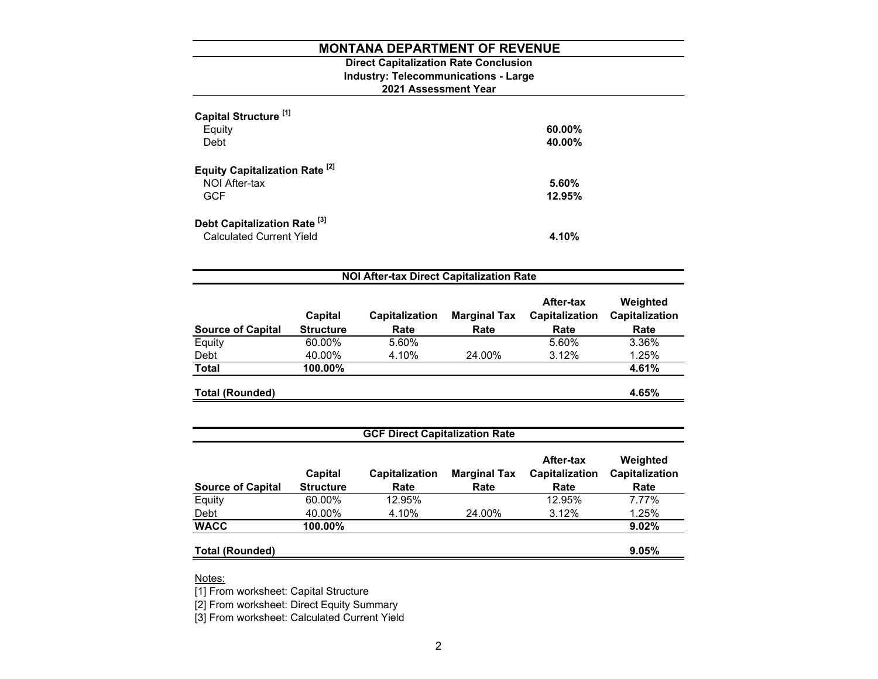# MONTANA DEPARTMENT OF REVENUE

**Direct Capitalization Rate Conclusion**
**Industry: Telecommunications - Large**
**2021 Assessment Year**

**Capital Structure [1]**

| | |
|---|---|
| Equity | **60.00%** |
| Debt | **40.00%** |

**Equity Capitalization Rate [2]**

| | |
|---|---|
| NOI After-tax | **5.60%** |
| GCF | **12.95%** |

**Debt Capitalization Rate [3]**

| | |
|---|---|
| Calculated Current Yield | **4.10%** |

**NOI After-tax Direct Capitalization Rate**

| Source of Capital | Capital Structure | Capitalization Rate | Marginal Tax Rate | After-tax Capitalization Rate | Weighted Capitalization Rate |
|---|---|---|---|---|---|
| Equity | 60.00% | 5.60% | | 5.60% | 3.36% |
| Debt | 40.00% | 4.10% | 24.00% | 3.12% | 1.25% |
| **Total** | **100.00%** | | | | **4.61%** |
| **Total (Rounded)** | | | | | **4.65%** |

**GCF Direct Capitalization Rate**

| Source of Capital | Capital Structure | Capitalization Rate | Marginal Tax Rate | After-tax Capitalization Rate | Weighted Capitalization Rate |
|---|---|---|---|---|---|
| Equity | 60.00% | 12.95% | | 12.95% | 7.77% |
| Debt | 40.00% | 4.10% | 24.00% | 3.12% | 1.25% |
| **WACC** | **100.00%** | | | | **9.02%** |
| **Total (Rounded)** | | | | | **9.05%** |

Notes:

[1] From worksheet: Capital Structure

[2] From worksheet: Direct Equity Summary

[3] From worksheet: Calculated Current Yield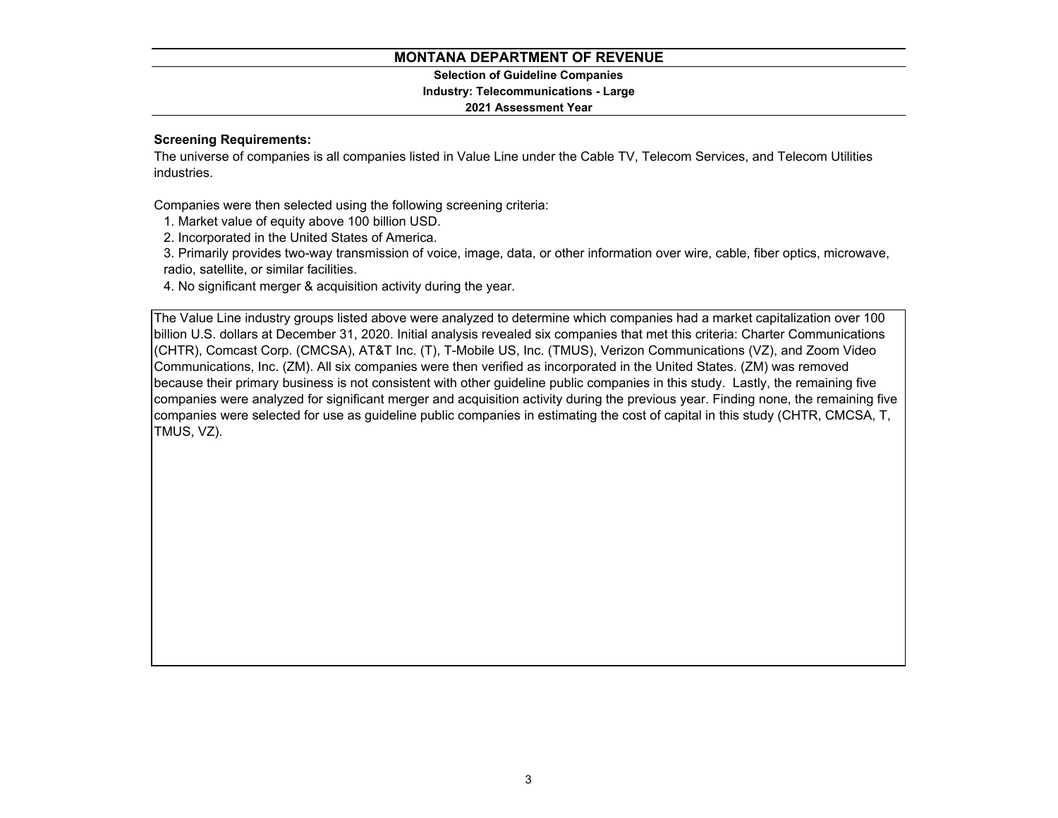# MONTANA DEPARTMENT OF REVENUE

**Selection of Guideline Companies**

**Industry: Telecommunications - Large**

**2021 Assessment Year**

**Screening Requirements:**

The universe of companies is all companies listed in Value Line under the Cable TV, Telecom Services, and Telecom Utilities industries.

Companies were then selected using the following screening criteria:

1. Market value of equity above 100 billion USD.
2. Incorporated in the United States of America.
3. Primarily provides two-way transmission of voice, image, data, or other information over wire, cable, fiber optics, microwave, radio, satellite, or similar facilities.
4. No significant merger & acquisition activity during the year.

The Value Line industry groups listed above were analyzed to determine which companies had a market capitalization over 100 billion U.S. dollars at December 31, 2020. Initial analysis revealed six companies that met this criteria: Charter Communications (CHTR), Comcast Corp. (CMCSA), AT&T Inc. (T), T-Mobile US, Inc. (TMUS), Verizon Communications (VZ), and Zoom Video Communications, Inc. (ZM). All six companies were then verified as incorporated in the United States. (ZM) was removed because their primary business is not consistent with other guideline public companies in this study. Lastly, the remaining five companies were analyzed for significant merger and acquisition activity during the previous year. Finding none, the remaining five companies were selected for use as guideline public companies in estimating the cost of capital in this study (CHTR, CMCSA, T, TMUS, VZ).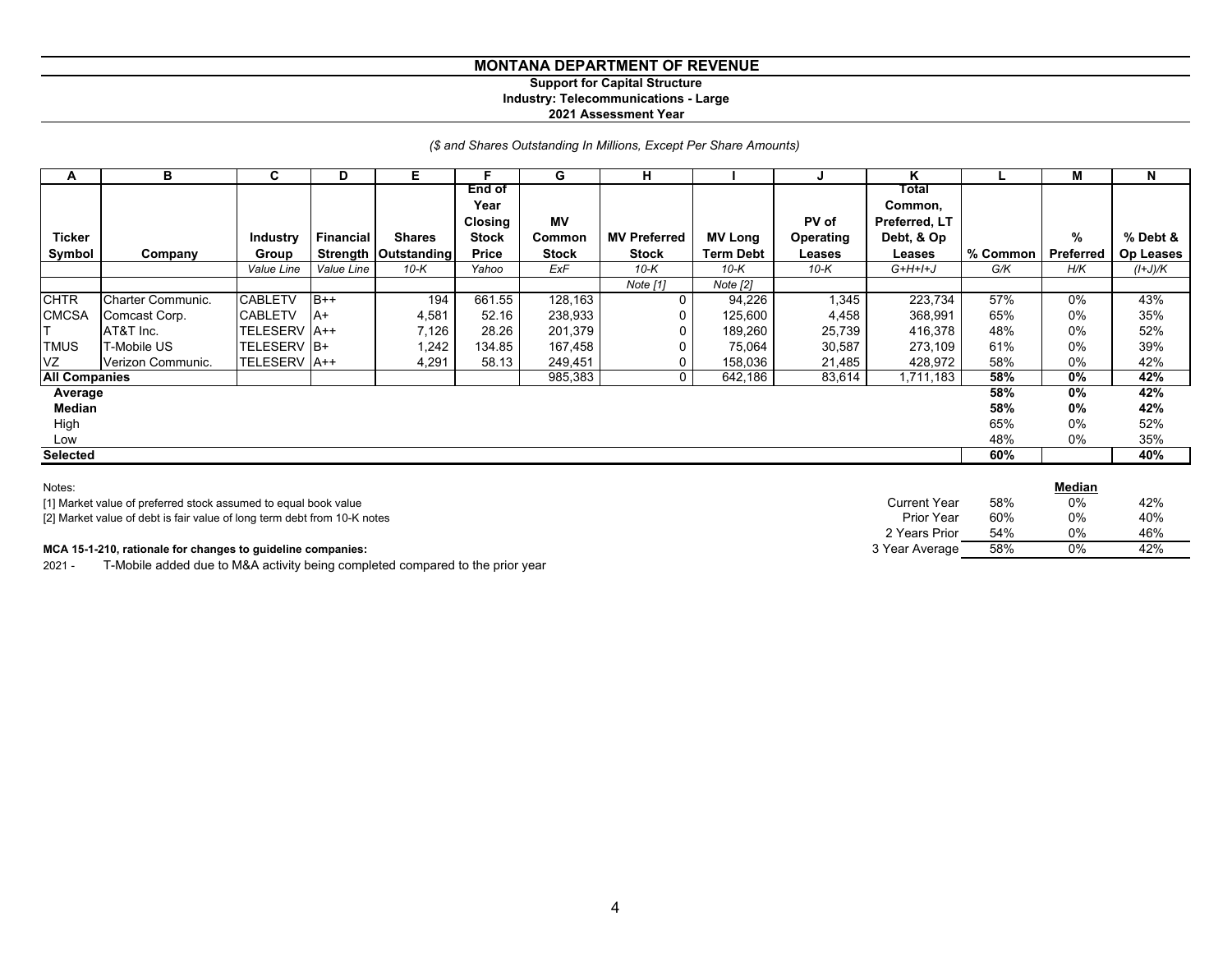# MONTANA DEPARTMENT OF REVENUE

**Support for Capital Structure**
**Industry: Telecommunications - Large**
**2021 Assessment Year**

*($ and Shares Outstanding In Millions, Except Per Share Amounts)*

| A | B | C | D | E | F | G | H | I | J | K | L | M | N |
|---|---|---|---|---|---|---|---|---|---|---|---|---|---|
| Ticker Symbol | Company | Industry Group | Financial Strength | Shares Outstanding | End of Year Closing Stock Price | MV Common Stock | MV Preferred Stock | MV Long Term Debt | PV of Operating Leases | Total Common, Preferred, LT Debt, & Op Leases | % Common | % Preferred | % Debt & Op Leases |
| | | *Value Line* | *Value Line* | *10-K* | *Yahoo* | *ExF* | *10-K* | *10-K* | *10-K* | *G+H+I+J* | *G/K* | *H/K* | *(I+J)/K* |
| | | | | | | | *Note [1]* | *Note [2]* | | | | | |
| CHTR | Charter Communic. | CABLETV | B++ | 194 | 661.55 | 128,163 | 0 | 94,226 | 1,345 | 223,734 | 57% | 0% | 43% |
| CMCSA | Comcast Corp. | CABLETV | A+ | 4,581 | 52.16 | 238,933 | 0 | 125,600 | 4,458 | 368,991 | 65% | 0% | 35% |
| T | AT&T Inc. | TELESERV | A++ | 7,126 | 28.26 | 201,379 | 0 | 189,260 | 25,739 | 416,378 | 48% | 0% | 52% |
| TMUS | T-Mobile US | TELESERV | B+ | 1,242 | 134.85 | 167,458 | 0 | 75,064 | 30,587 | 273,109 | 61% | 0% | 39% |
| VZ | Verizon Communic. | TELESERV | A++ | 4,291 | 58.13 | 249,451 | 0 | 158,036 | 21,485 | 428,972 | 58% | 0% | 42% |
| **All Companies** | | | | | | 985,383 | 0 | 642,186 | 83,614 | 1,711,183 | **58%** | **0%** | **42%** |
| **Average** | | | | | | | | | | | **58%** | **0%** | **42%** |
| **Median** | | | | | | | | | | | **58%** | **0%** | **42%** |
| High | | | | | | | | | | | 65% | 0% | 52% |
| Low | | | | | | | | | | | 48% | 0% | 35% |
| **Selected** | | | | | | | | | | | **60%** | | **40%** |

Notes:

[1] Market value of preferred stock assumed to equal book value

[2] Market value of debt is fair value of long term debt from 10-K notes

| | | **Median** | |
|---|---|---|---|
| Current Year | 58% | 0% | 42% |
| Prior Year | 60% | 0% | 40% |
| 2 Years Prior | 54% | 0% | 46% |
| 3 Year Average | 58% | 0% | 42% |

**MCA 15-1-210, rationale for changes to guideline companies:**

2021 - T-Mobile added due to M&A activity being completed compared to the prior year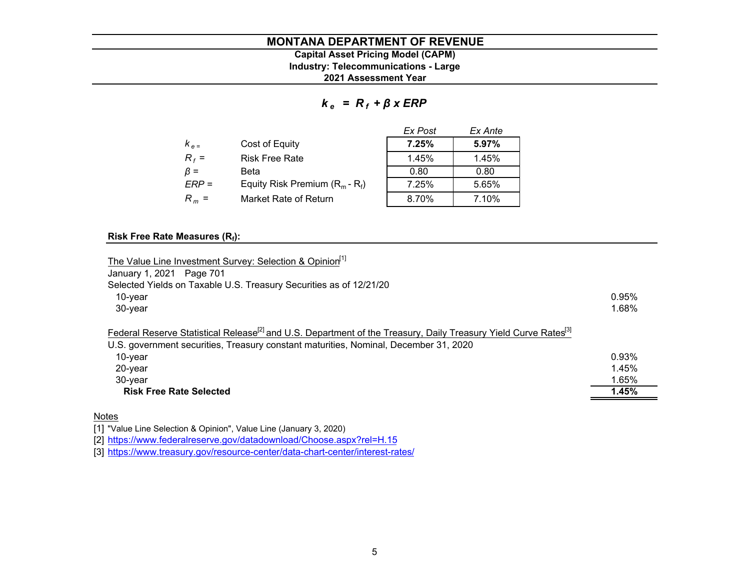# MONTANA DEPARTMENT OF REVENUE

**Capital Asset Pricing Model (CAPM)**
**Industry: Telecommunications - Large**
**2021 Assessment Year**

$$k_e = R_f + \beta \times ERP$$

| | | *Ex Post* | *Ex Ante* |
|---|---|---|---|
| $k_e$ = | Cost of Equity | **7.25%** | **5.97%** |
| $R_f$ = | Risk Free Rate | 1.45% | 1.45% |
| $\beta$ = | Beta | 0.80 | 0.80 |
| $ERP$ = | Equity Risk Premium ($R_m$ - $R_f$) | 7.25% | 5.65% |
| $R_m$ = | Market Rate of Return | 8.70% | 7.10% |

**Risk Free Rate Measures ($R_f$):**

The Value Line Investment Survey: Selection & Opinion[1]
January 1, 2021 Page 701
Selected Yields on Taxable U.S. Treasury Securities as of 12/21/20

| | |
|---|---|
| 10-year | 0.95% |
| 30-year | 1.68% |

Federal Reserve Statistical Release[2] and U.S. Department of the Treasury, Daily Treasury Yield Curve Rates[3]
U.S. government securities, Treasury constant maturities, Nominal, December 31, 2020

| | |
|---|---|
| 10-year | 0.93% |
| 20-year | 1.45% |
| 30-year | 1.65% |
| **Risk Free Rate Selected** | **1.45%** |

Notes

[1] "Value Line Selection & Opinion", Value Line (January 3, 2020)
[2] https://www.federalreserve.gov/datadownload/Choose.aspx?rel=H.15
[3] https://www.treasury.gov/resource-center/data-chart-center/interest-rates/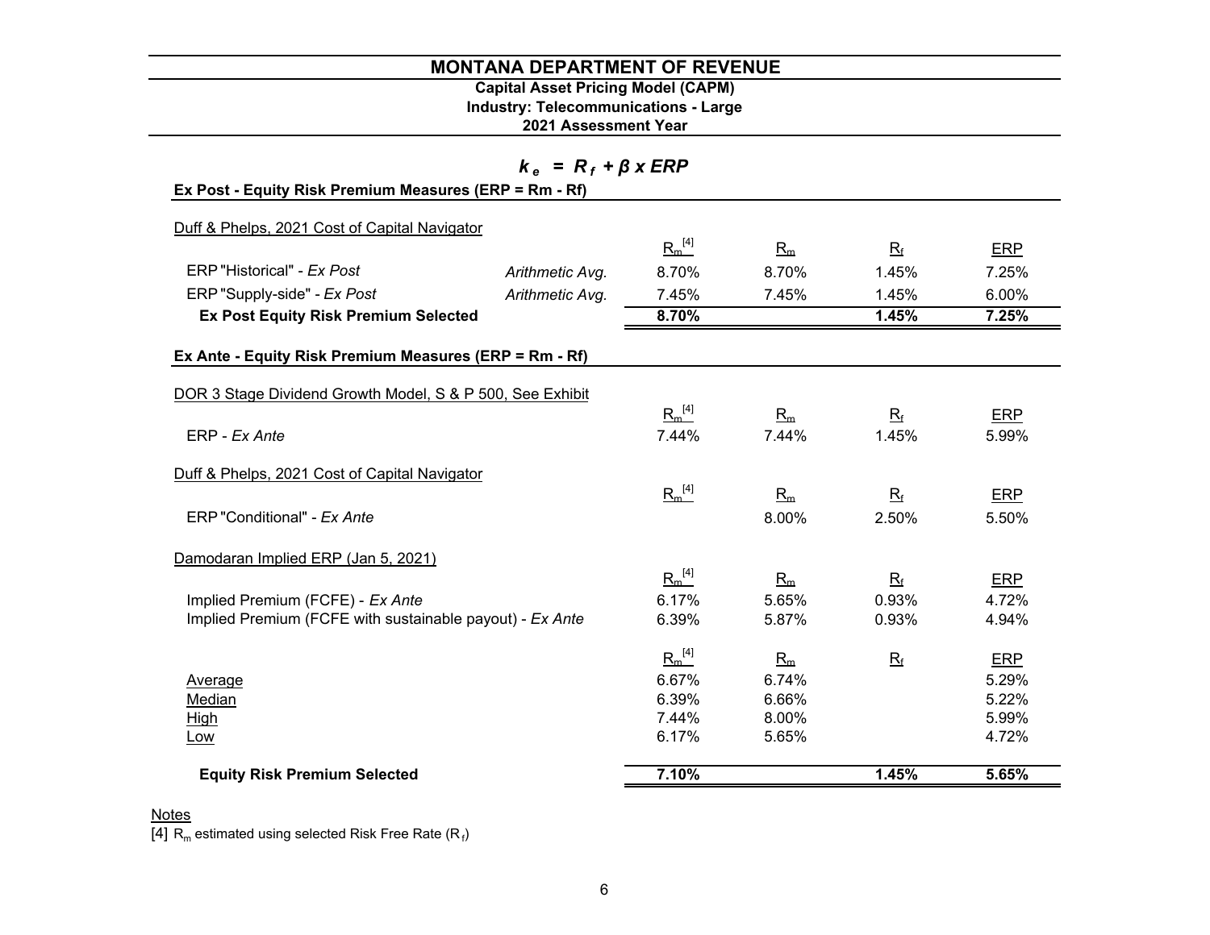# MONTANA DEPARTMENT OF REVENUE

**Capital Asset Pricing Model (CAPM)**
**Industry: Telecommunications - Large**
**2021 Assessment Year**

$$k_e = R_f + \beta \times ERP$$

**Ex Post - Equity Risk Premium Measures (ERP = Rm - Rf)**

Duff & Phelps, 2021 Cost of Capital Navigator

| | | $R_m$ [4] | $R_m$ | $R_f$ | ERP |
|---|---|---|---|---|---|
| ERP "Historical" - *Ex Post* | *Arithmetic Avg.* | 8.70% | 8.70% | 1.45% | 7.25% |
| ERP "Supply-side" - *Ex Post* | *Arithmetic Avg.* | 7.45% | 7.45% | 1.45% | 6.00% |
| **Ex Post Equity Risk Premium Selected** | | **8.70%** | | **1.45%** | **7.25%** |

**Ex Ante - Equity Risk Premium Measures (ERP = Rm - Rf)**

DOR 3 Stage Dividend Growth Model, S & P 500, See Exhibit

| | $R_m$ [4] | $R_m$ | $R_f$ | ERP |
|---|---|---|---|---|
| ERP - *Ex Ante* | 7.44% | 7.44% | 1.45% | 5.99% |

Duff & Phelps, 2021 Cost of Capital Navigator

| | $R_m$ [4] | $R_m$ | $R_f$ | ERP |
|---|---|---|---|---|
| ERP "Conditional" - *Ex Ante* | | 8.00% | 2.50% | 5.50% |

Damodaran Implied ERP (Jan 5, 2021)

| | $R_m$ [4] | $R_m$ | $R_f$ | ERP |
|---|---|---|---|---|
| Implied Premium (FCFE) - *Ex Ante* | 6.17% | 5.65% | 0.93% | 4.72% |
| Implied Premium (FCFE with sustainable payout) - *Ex Ante* | 6.39% | 5.87% | 0.93% | 4.94% |

| | $R_m$ [4] | $R_m$ | $R_f$ | ERP |
|---|---|---|---|---|
| Average | 6.67% | 6.74% | | 5.29% |
| Median | 6.39% | 6.66% | | 5.22% |
| High | 7.44% | 8.00% | | 5.99% |
| Low | 6.17% | 5.65% | | 4.72% |
| **Equity Risk Premium Selected** | **7.10%** | | **1.45%** | **5.65%** |

Notes

[4] $R_m$ estimated using selected Risk Free Rate ($R_f$)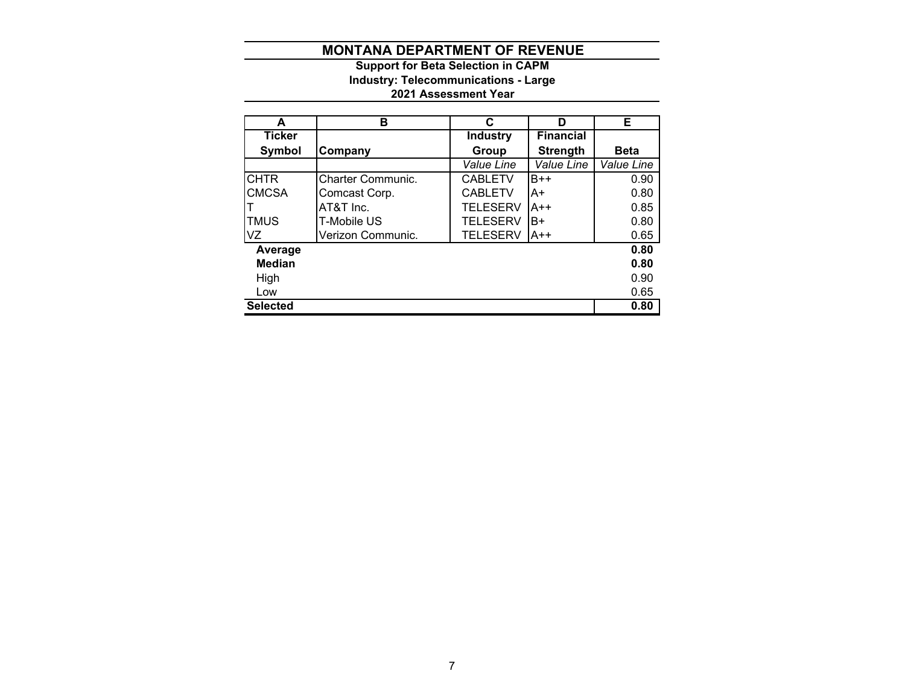# MONTANA DEPARTMENT OF REVENUE

**Support for Beta Selection in CAPM**

**Industry: Telecommunications - Large**

**2021 Assessment Year**

| A | B | C | D | E |
|---|---|---|---|---|
| **Ticker Symbol** | **Company** | **Industry Group** | **Financial Strength** | **Beta** |
| | | *Value Line* | *Value Line* | *Value Line* |
| CHTR | Charter Communic. | CABLETV | B++ | 0.90 |
| CMCSA | Comcast Corp. | CABLETV | A+ | 0.80 |
| T | AT&T Inc. | TELESERV | A++ | 0.85 |
| TMUS | T-Mobile US | TELESERV | B+ | 0.80 |
| VZ | Verizon Communic. | TELESERV | A++ | 0.65 |
| **Average** | | | | **0.80** |
| **Median** | | | | **0.80** |
| High | | | | 0.90 |
| Low | | | | 0.65 |
| **Selected** | | | | **0.80** |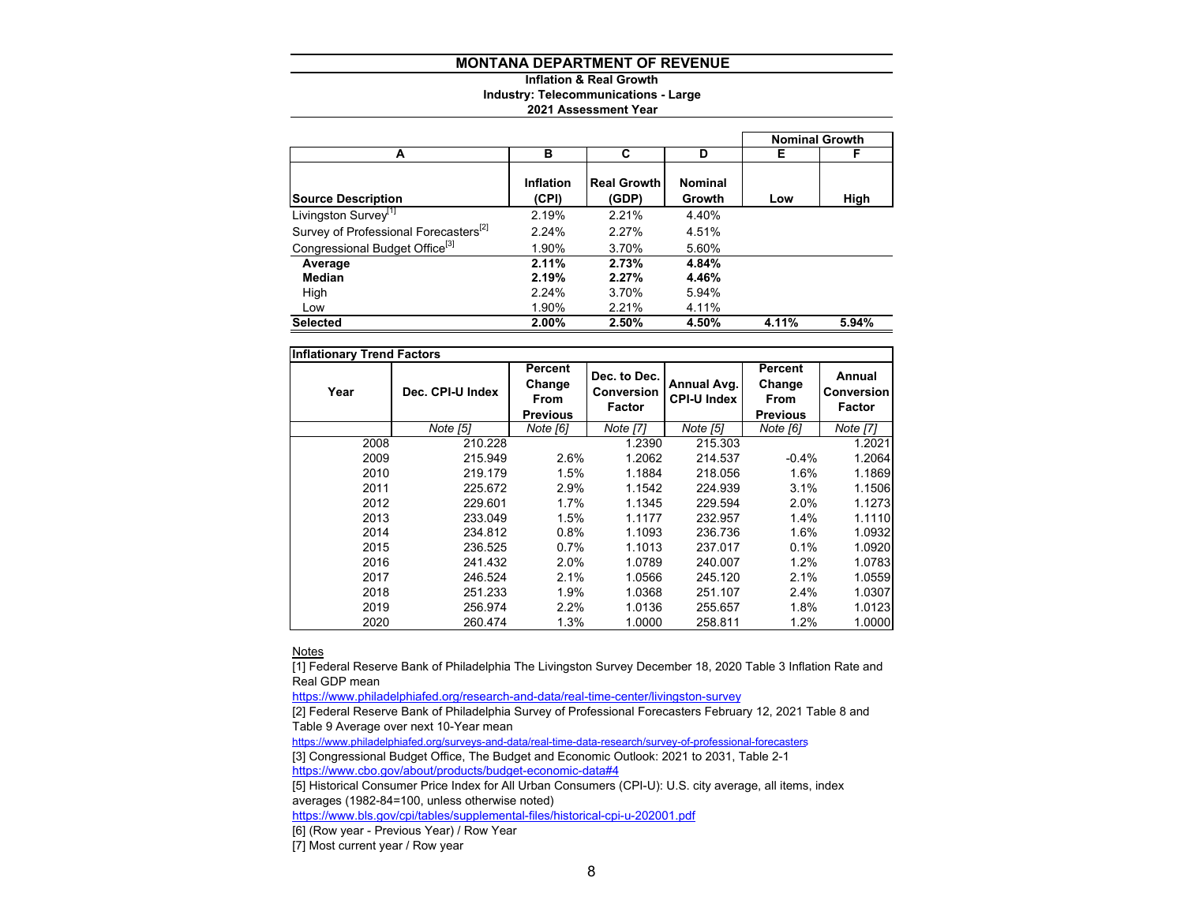# MONTANA DEPARTMENT OF REVENUE

**Inflation & Real Growth**
**Industry: Telecommunications - Large**
**2021 Assessment Year**

| A | B | C | D | E | F |
|---|---|---|---|---|---|
| | | | | Nominal Growth | |
| **Source Description** | **Inflation (CPI)** | **Real Growth (GDP)** | **Nominal Growth** | **Low** | **High** |
| Livingston Survey[1] | 2.19% | 2.21% | 4.40% | | |
| Survey of Professional Forecasters[2] | 2.24% | 2.27% | 4.51% | | |
| Congressional Budget Office[3] | 1.90% | 3.70% | 5.60% | | |
| **Average** | **2.11%** | **2.73%** | **4.84%** | | |
| **Median** | **2.19%** | **2.27%** | **4.46%** | | |
| High | 2.24% | 3.70% | 5.94% | | |
| Low | 1.90% | 2.21% | 4.11% | | |
| **Selected** | **2.00%** | **2.50%** | **4.50%** | **4.11%** | **5.94%** |

**Inflationary Trend Factors**

| Year | Dec. CPI-U Index | Percent Change From Previous | Dec. to Dec. Conversion Factor | Annual Avg. CPI-U Index | Percent Change From Previous | Annual Conversion Factor |
|---|---|---|---|---|---|---|
| | *Note [5]* | *Note [6]* | *Note [7]* | *Note [5]* | *Note [6]* | *Note [7]* |
| 2008 | 210.228 | | 1.2390 | 215.303 | | 1.2021 |
| 2009 | 215.949 | 2.6% | 1.2062 | 214.537 | -0.4% | 1.2064 |
| 2010 | 219.179 | 1.5% | 1.1884 | 218.056 | 1.6% | 1.1869 |
| 2011 | 225.672 | 2.9% | 1.1542 | 224.939 | 3.1% | 1.1506 |
| 2012 | 229.601 | 1.7% | 1.1345 | 229.594 | 2.0% | 1.1273 |
| 2013 | 233.049 | 1.5% | 1.1177 | 232.957 | 1.4% | 1.1110 |
| 2014 | 234.812 | 0.8% | 1.1093 | 236.736 | 1.6% | 1.0932 |
| 2015 | 236.525 | 0.7% | 1.1013 | 237.017 | 0.1% | 1.0920 |
| 2016 | 241.432 | 2.0% | 1.0789 | 240.007 | 1.2% | 1.0783 |
| 2017 | 246.524 | 2.1% | 1.0566 | 245.120 | 2.1% | 1.0559 |
| 2018 | 251.233 | 1.9% | 1.0368 | 251.107 | 2.4% | 1.0307 |
| 2019 | 256.974 | 2.2% | 1.0136 | 255.657 | 1.8% | 1.0123 |
| 2020 | 260.474 | 1.3% | 1.0000 | 258.811 | 1.2% | 1.0000 |

Notes

[1] Federal Reserve Bank of Philadelphia The Livingston Survey December 18, 2020 Table 3 Inflation Rate and Real GDP mean
https://www.philadelphiafed.org/research-and-data/real-time-center/livingston-survey

[2] Federal Reserve Bank of Philadelphia Survey of Professional Forecasters February 12, 2021 Table 8 and Table 9 Average over next 10-Year mean
https://www.philadelphiafed.org/surveys-and-data/real-time-data-research/survey-of-professional-forecasters

[3] Congressional Budget Office, The Budget and Economic Outlook: 2021 to 2031, Table 2-1
https://www.cbo.gov/about/products/budget-economic-data#4

[5] Historical Consumer Price Index for All Urban Consumers (CPI-U): U.S. city average, all items, index averages (1982-84=100, unless otherwise noted)
https://www.bls.gov/cpi/tables/supplemental-files/historical-cpi-u-202001.pdf

[6] (Row year - Previous Year) / Row Year

[7] Most current year / Row year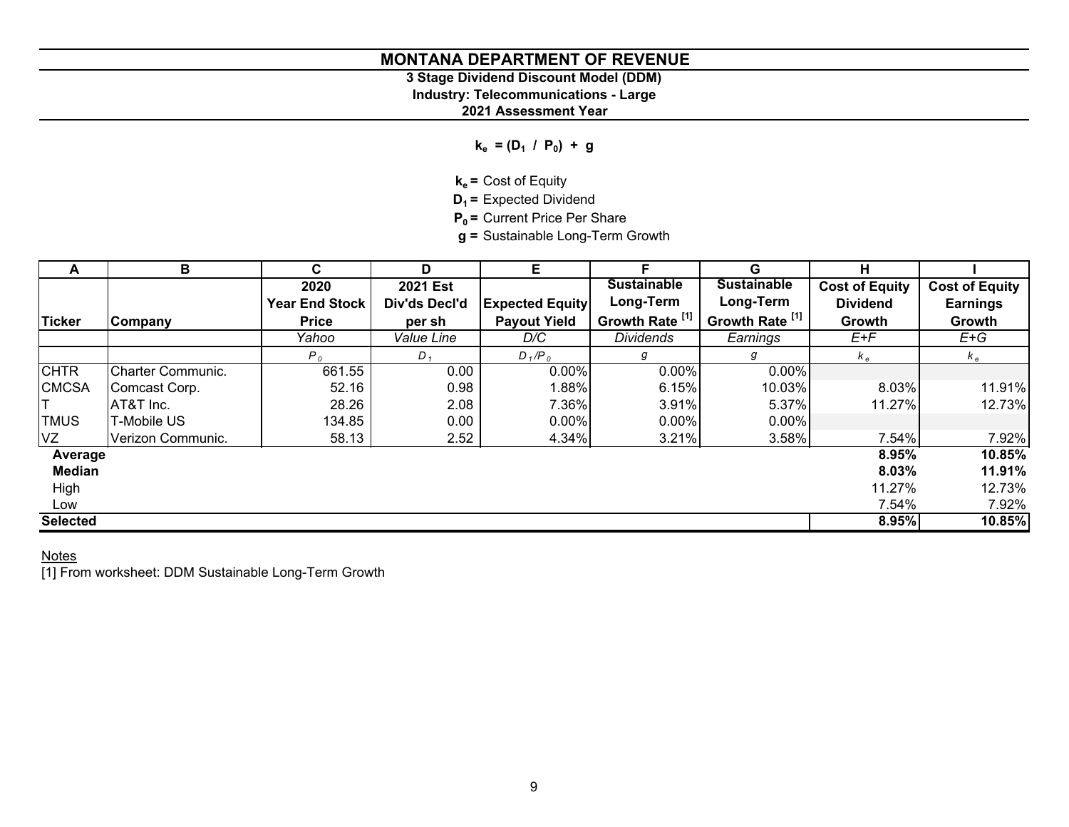# MONTANA DEPARTMENT OF REVENUE

**3 Stage Dividend Discount Model (DDM)**

**Industry: Telecommunications - Large**

**2021 Assessment Year**

$$k_e = (D_1 / P_0) + g$$

$k_e$ = Cost of Equity

$D_1$ = Expected Dividend

$P_0$ = Current Price Per Share

$g$ = Sustainable Long-Term Growth

| A | B | C | D | E | F | G | H | I |
|---|---|---|---|---|---|---|---|---|
| Ticker | Company | 2020 Year End Stock Price | 2021 Est Div'ds Decl'd per sh | Expected Equity Payout Yield | Sustainable Long-Term Growth Rate [1] | Sustainable Long-Term Growth Rate [1] | Cost of Equity Dividend Growth | Cost of Equity Earnings Growth |
| | | Yahoo | Value Line | D/C | Dividends | Earnings | E+F | E+G |
| | | $P_0$ | $D_1$ | $D_1/P_0$ | $g$ | $g$ | $k_e$ | $k_e$ |
| CHTR | Charter Communic. | 661.55 | 0.00 | 0.00% | 0.00% | 0.00% | | |
| CMCSA | Comcast Corp. | 52.16 | 0.98 | 1.88% | 6.15% | 10.03% | 8.03% | 11.91% |
| T | AT&T Inc. | 28.26 | 2.08 | 7.36% | 3.91% | 5.37% | 11.27% | 12.73% |
| TMUS | T-Mobile US | 134.85 | 0.00 | 0.00% | 0.00% | 0.00% | | |
| VZ | Verizon Communic. | 58.13 | 2.52 | 4.34% | 3.21% | 3.58% | 7.54% | 7.92% |
| **Average** | | | | | | | **8.95%** | **10.85%** |
| **Median** | | | | | | | **8.03%** | **11.91%** |
| High | | | | | | | 11.27% | 12.73% |
| Low | | | | | | | 7.54% | 7.92% |
| **Selected** | | | | | | | **8.95%** | **10.85%** |

Notes

[1] From worksheet: DDM Sustainable Long-Term Growth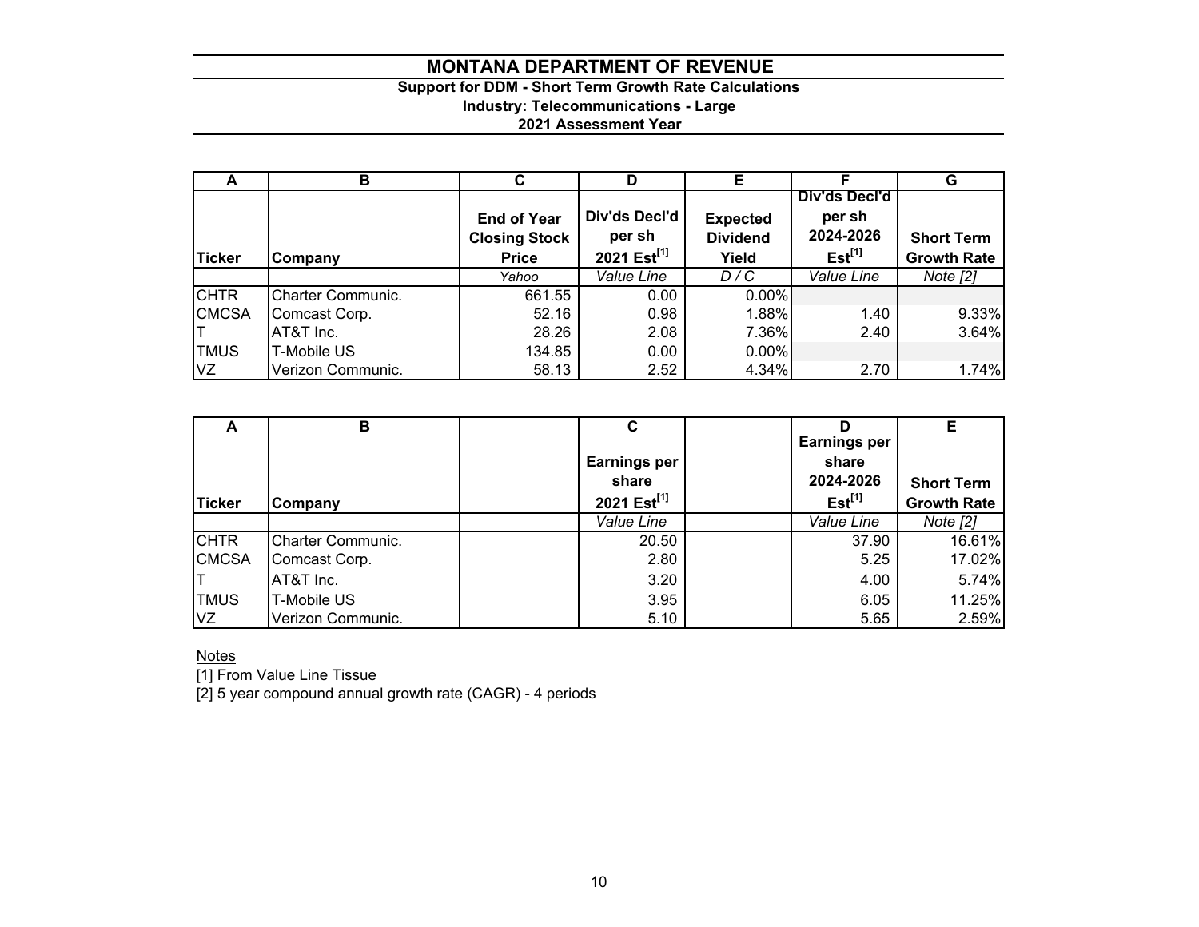# MONTANA DEPARTMENT OF REVENUE

### Support for DDM - Short Term Growth Rate Calculations
### Industry: Telecommunications - Large
### 2021 Assessment Year

| A | B | C | D | E | F | G |
|---|---|---|---|---|---|---|
| **Ticker** | **Company** | **End of Year Closing Stock Price** | **Div'ds Decl'd per sh 2021 Est[1]** | **Expected Dividend Yield** | **Div'ds Decl'd per sh 2024-2026 Est[1]** | **Short Term Growth Rate** |
| | | *Yahoo* | *Value Line* | *D / C* | *Value Line* | *Note [2]* |
| CHTR | Charter Communic. | 661.55 | 0.00 | 0.00% | | |
| CMCSA | Comcast Corp. | 52.16 | 0.98 | 1.88% | 1.40 | 9.33% |
| T | AT&T Inc. | 28.26 | 2.08 | 7.36% | 2.40 | 3.64% |
| TMUS | T-Mobile US | 134.85 | 0.00 | 0.00% | | |
| VZ | Verizon Communic. | 58.13 | 2.52 | 4.34% | 2.70 | 1.74% |

| A | B | | C | | D | E |
|---|---|---|---|---|---|---|
| **Ticker** | **Company** | | **Earnings per share 2021 Est[1]** | | **Earnings per share 2024-2026 Est[1]** | **Short Term Growth Rate** |
| | | | *Value Line* | | *Value Line* | *Note [2]* |
| CHTR | Charter Communic. | | 20.50 | | 37.90 | 16.61% |
| CMCSA | Comcast Corp. | | 2.80 | | 5.25 | 17.02% |
| T | AT&T Inc. | | 3.20 | | 4.00 | 5.74% |
| TMUS | T-Mobile US | | 3.95 | | 6.05 | 11.25% |
| VZ | Verizon Communic. | | 5.10 | | 5.65 | 2.59% |

Notes

[1] From Value Line Tissue

[2] 5 year compound annual growth rate (CAGR) - 4 periods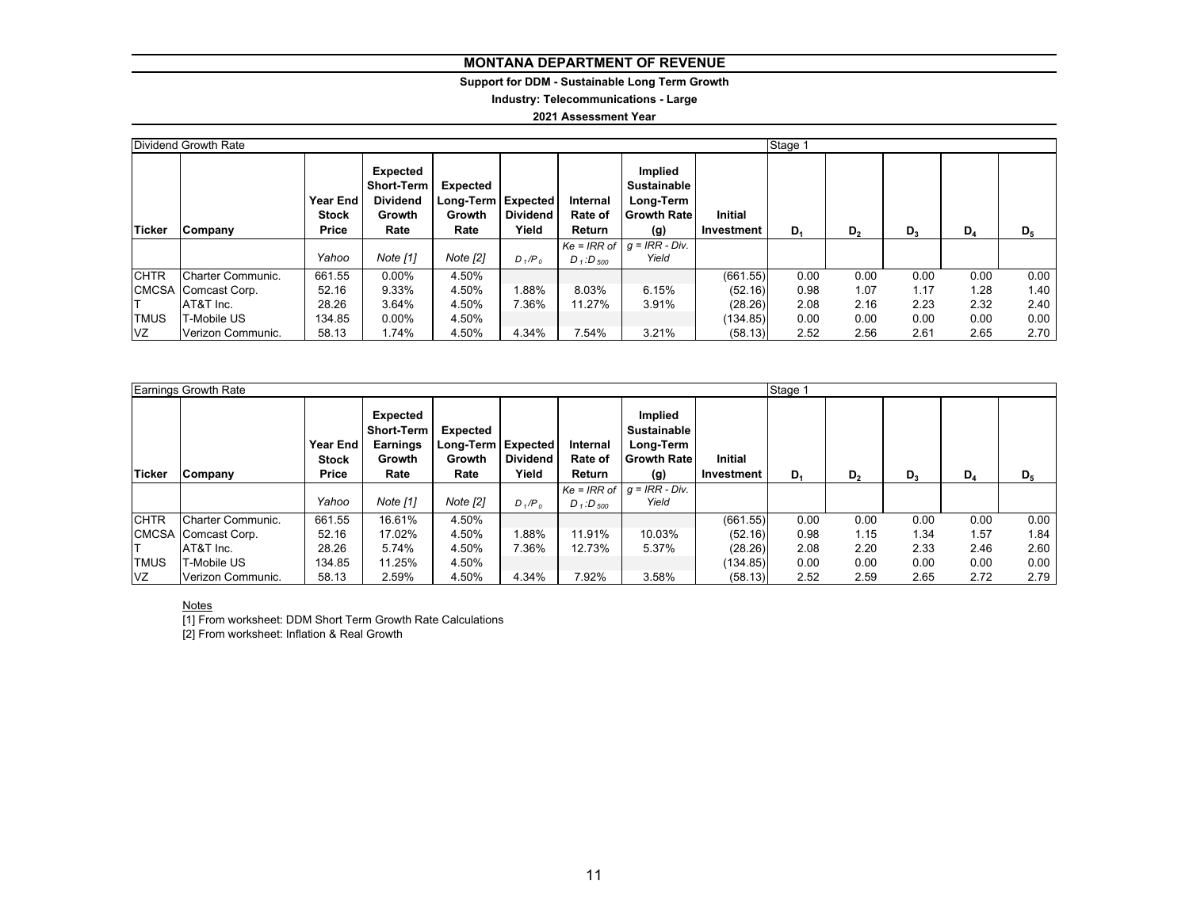# MONTANA DEPARTMENT OF REVENUE

**Support for DDM - Sustainable Long Term Growth**

**Industry: Telecommunications - Large**

**2021 Assessment Year**

| Dividend Growth Rate | | | | | | | | | Stage 1 | | | | |
|---|---|---|---|---|---|---|---|---|---|---|---|---|---|
| **Ticker** | **Company** | **Year End Stock Price** | **Expected Short-Term Dividend Growth Rate** | **Expected Long-Term Growth Rate** | **Expected Dividend Yield** | **Internal Rate of Return** | **Implied Sustainable Long-Term Growth Rate (g)** | **Initial Investment** | **$D_1$** | **$D_2$** | **$D_3$** | **$D_4$** | **$D_5$** |
| | | *Yahoo* | *Note [1]* | *Note [2]* | $D_1/P_0$ | *Ke = IRR of* $D_1{:}D_{500}$ | *g = IRR - Div. Yield* | | | | | | |
| CHTR | Charter Communic. | 661.55 | 0.00% | 4.50% | | | | (661.55) | 0.00 | 0.00 | 0.00 | 0.00 | 0.00 |
| CMCSA | Comcast Corp. | 52.16 | 9.33% | 4.50% | 1.88% | 8.03% | 6.15% | (52.16) | 0.98 | 1.07 | 1.17 | 1.28 | 1.40 |
| T | AT&T Inc. | 28.26 | 3.64% | 4.50% | 7.36% | 11.27% | 3.91% | (28.26) | 2.08 | 2.16 | 2.23 | 2.32 | 2.40 |
| TMUS | T-Mobile US | 134.85 | 0.00% | 4.50% | | | | (134.85) | 0.00 | 0.00 | 0.00 | 0.00 | 0.00 |
| VZ | Verizon Communic. | 58.13 | 1.74% | 4.50% | 4.34% | 7.54% | 3.21% | (58.13) | 2.52 | 2.56 | 2.61 | 2.65 | 2.70 |

| Earnings Growth Rate | | | | | | | | | Stage 1 | | | | |
|---|---|---|---|---|---|---|---|---|---|---|---|---|---|
| **Ticker** | **Company** | **Year End Stock Price** | **Expected Short-Term Earnings Growth Rate** | **Expected Long-Term Growth Rate** | **Expected Dividend Yield** | **Internal Rate of Return** | **Implied Sustainable Long-Term Growth Rate (g)** | **Initial Investment** | **$D_1$** | **$D_2$** | **$D_3$** | **$D_4$** | **$D_5$** |
| | | *Yahoo* | *Note [1]* | *Note [2]* | $D_1/P_0$ | *Ke = IRR of* $D_1{:}D_{500}$ | *g = IRR - Div. Yield* | | | | | | |
| CHTR | Charter Communic. | 661.55 | 16.61% | 4.50% | | | | (661.55) | 0.00 | 0.00 | 0.00 | 0.00 | 0.00 |
| CMCSA | Comcast Corp. | 52.16 | 17.02% | 4.50% | 1.88% | 11.91% | 10.03% | (52.16) | 0.98 | 1.15 | 1.34 | 1.57 | 1.84 |
| T | AT&T Inc. | 28.26 | 5.74% | 4.50% | 7.36% | 12.73% | 5.37% | (28.26) | 2.08 | 2.20 | 2.33 | 2.46 | 2.60 |
| TMUS | T-Mobile US | 134.85 | 11.25% | 4.50% | | | | (134.85) | 0.00 | 0.00 | 0.00 | 0.00 | 0.00 |
| VZ | Verizon Communic. | 58.13 | 2.59% | 4.50% | 4.34% | 7.92% | 3.58% | (58.13) | 2.52 | 2.59 | 2.65 | 2.72 | 2.79 |

Notes

[1] From worksheet: DDM Short Term Growth Rate Calculations

[2] From worksheet: Inflation & Real Growth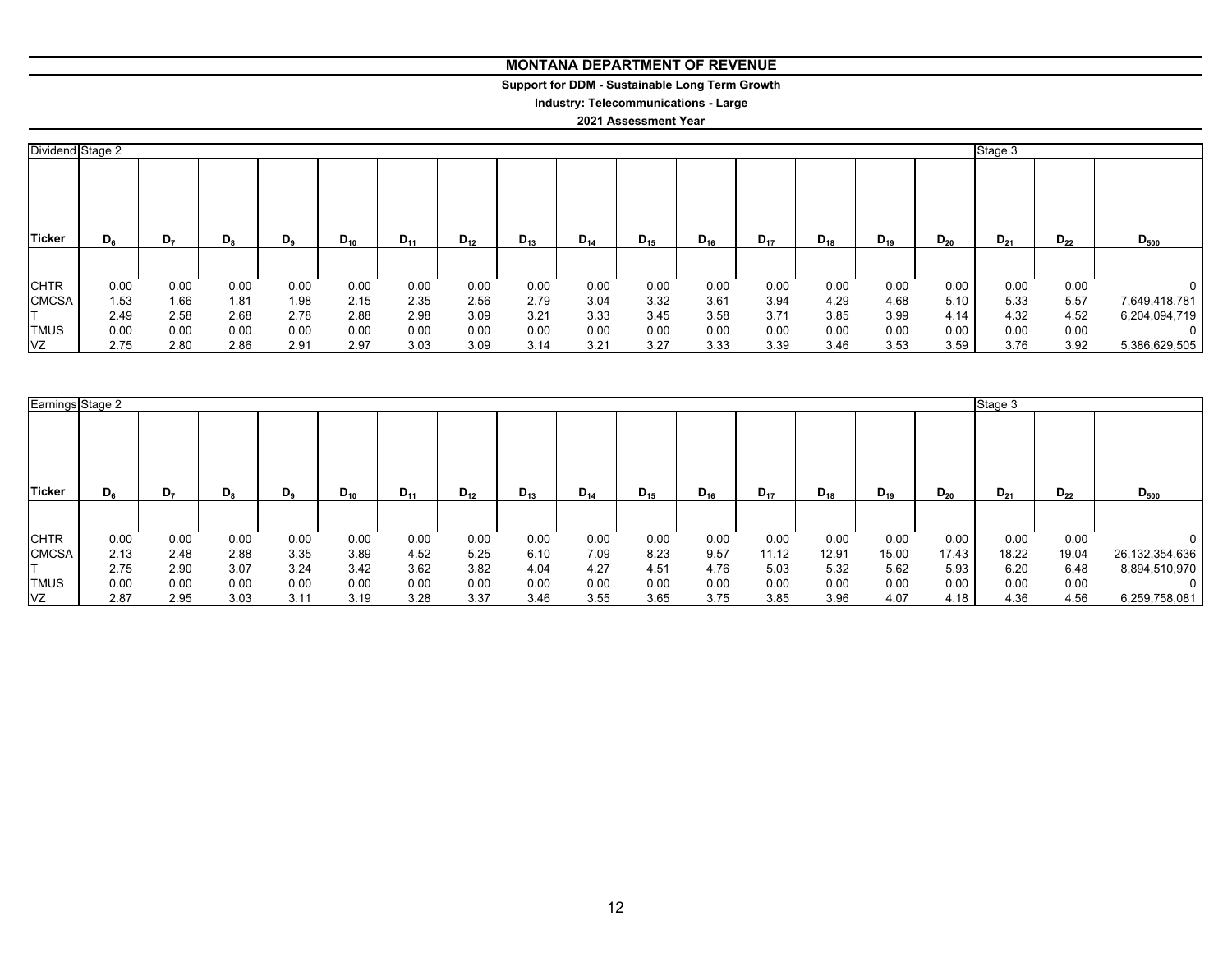# MONTANA DEPARTMENT OF REVENUE

**Support for DDM - Sustainable Long Term Growth**

**Industry: Telecommunications - Large**

**2021 Assessment Year**

| Dividend | Stage 2 | | | | | | | | | | | | | | | Stage 3 | | |
|---|---|---|---|---|---|---|---|---|---|---|---|---|---|---|---|---|---|---|
| Ticker | $D_6$ | $D_7$ | $D_8$ | $D_9$ | $D_{10}$ | $D_{11}$ | $D_{12}$ | $D_{13}$ | $D_{14}$ | $D_{15}$ | $D_{16}$ | $D_{17}$ | $D_{18}$ | $D_{19}$ | $D_{20}$ | $D_{21}$ | $D_{22}$ | $D_{500}$ |
| CHTR | 0.00 | 0.00 | 0.00 | 0.00 | 0.00 | 0.00 | 0.00 | 0.00 | 0.00 | 0.00 | 0.00 | 0.00 | 0.00 | 0.00 | 0.00 | 0.00 | 0.00 | 0 |
| CMCSA | 1.53 | 1.66 | 1.81 | 1.98 | 2.15 | 2.35 | 2.56 | 2.79 | 3.04 | 3.32 | 3.61 | 3.94 | 4.29 | 4.68 | 5.10 | 5.33 | 5.57 | 7,649,418,781 |
| T | 2.49 | 2.58 | 2.68 | 2.78 | 2.88 | 2.98 | 3.09 | 3.21 | 3.33 | 3.45 | 3.58 | 3.71 | 3.85 | 3.99 | 4.14 | 4.32 | 4.52 | 6,204,094,719 |
| TMUS | 0.00 | 0.00 | 0.00 | 0.00 | 0.00 | 0.00 | 0.00 | 0.00 | 0.00 | 0.00 | 0.00 | 0.00 | 0.00 | 0.00 | 0.00 | 0.00 | 0.00 | 0 |
| VZ | 2.75 | 2.80 | 2.86 | 2.91 | 2.97 | 3.03 | 3.09 | 3.14 | 3.21 | 3.27 | 3.33 | 3.39 | 3.46 | 3.53 | 3.59 | 3.76 | 3.92 | 5,386,629,505 |

| Earnings | Stage 2 | | | | | | | | | | | | | | | Stage 3 | | |
|---|---|---|---|---|---|---|---|---|---|---|---|---|---|---|---|---|---|---|
| Ticker | $D_6$ | $D_7$ | $D_8$ | $D_9$ | $D_{10}$ | $D_{11}$ | $D_{12}$ | $D_{13}$ | $D_{14}$ | $D_{15}$ | $D_{16}$ | $D_{17}$ | $D_{18}$ | $D_{19}$ | $D_{20}$ | $D_{21}$ | $D_{22}$ | $D_{500}$ |
| CHTR | 0.00 | 0.00 | 0.00 | 0.00 | 0.00 | 0.00 | 0.00 | 0.00 | 0.00 | 0.00 | 0.00 | 0.00 | 0.00 | 0.00 | 0.00 | 0.00 | 0.00 | 0 |
| CMCSA | 2.13 | 2.48 | 2.88 | 3.35 | 3.89 | 4.52 | 5.25 | 6.10 | 7.09 | 8.23 | 9.57 | 11.12 | 12.91 | 15.00 | 17.43 | 18.22 | 19.04 | 26,132,354,636 |
| T | 2.75 | 2.90 | 3.07 | 3.24 | 3.42 | 3.62 | 3.82 | 4.04 | 4.27 | 4.51 | 4.76 | 5.03 | 5.32 | 5.62 | 5.93 | 6.20 | 6.48 | 8,894,510,970 |
| TMUS | 0.00 | 0.00 | 0.00 | 0.00 | 0.00 | 0.00 | 0.00 | 0.00 | 0.00 | 0.00 | 0.00 | 0.00 | 0.00 | 0.00 | 0.00 | 0.00 | 0.00 | 0 |
| VZ | 2.87 | 2.95 | 3.03 | 3.11 | 3.19 | 3.28 | 3.37 | 3.46 | 3.55 | 3.65 | 3.75 | 3.85 | 3.96 | 4.07 | 4.18 | 4.36 | 4.56 | 6,259,758,081 |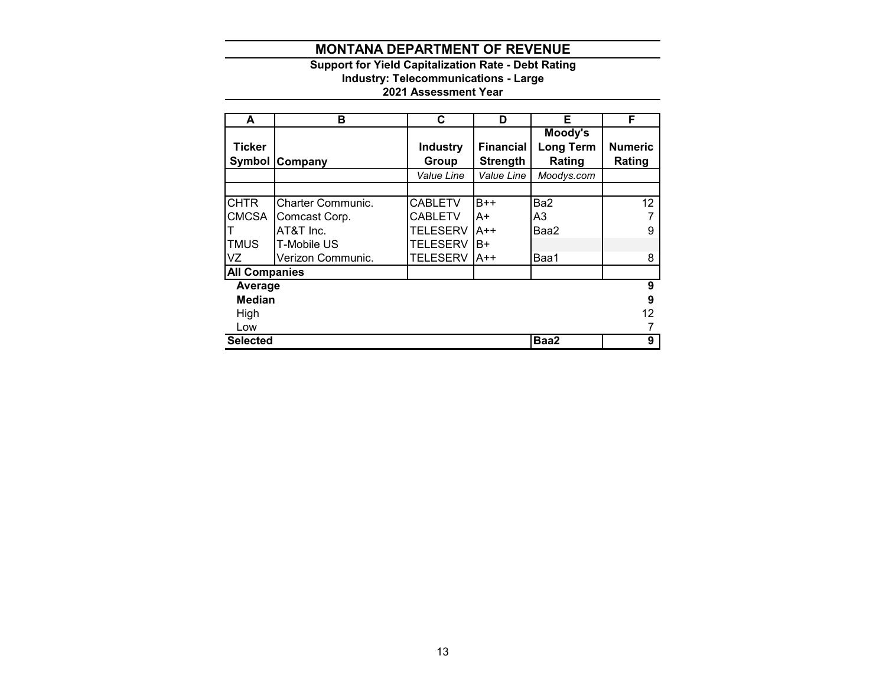# MONTANA DEPARTMENT OF REVENUE

**Support for Yield Capitalization Rate - Debt Rating**
**Industry: Telecommunications - Large**
**2021 Assessment Year**

| A | B | C | D | E | F |
|---|---|---|---|---|---|
| **Ticker Symbol** | **Company** | **Industry Group** | **Financial Strength** | **Moody's Long Term Rating** | **Numeric Rating** |
| | | *Value Line* | *Value Line* | *Moodys.com* | |
| | | | | | |
| CHTR | Charter Communic. | CABLETV | B++ | Ba2 | 12 |
| CMCSA | Comcast Corp. | CABLETV | A+ | A3 | 7 |
| T | AT&T Inc. | TELESERV | A++ | Baa2 | 9 |
| TMUS | T-Mobile US | TELESERV | B+ | | |
| VZ | Verizon Communic. | TELESERV | A++ | Baa1 | 8 |
| **All Companies** | | | | | |
| **Average** | | | | | **9** |
| **Median** | | | | | **9** |
| High | | | | | 12 |
| Low | | | | | 7 |
| **Selected** | | | | **Baa2** | **9** |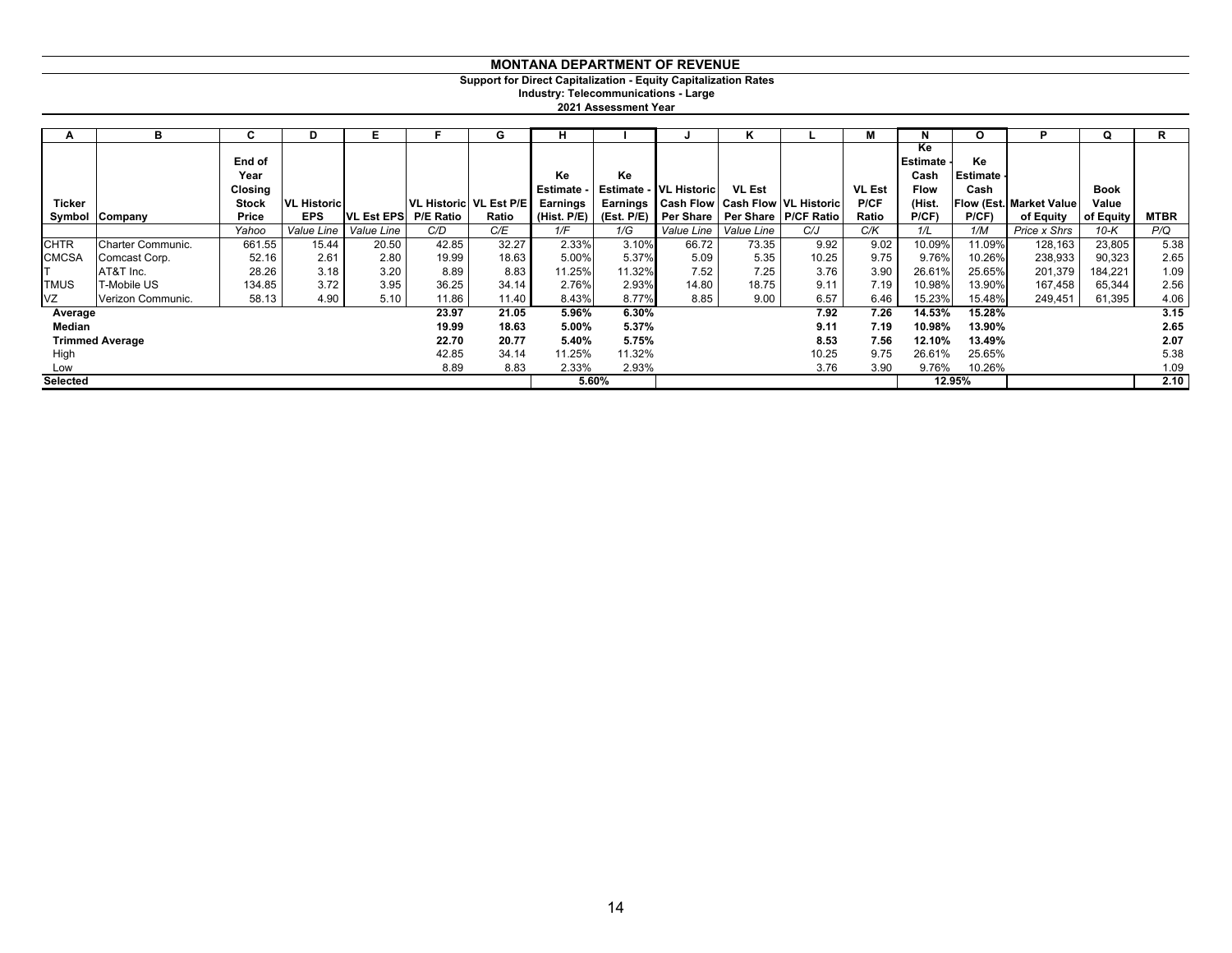# MONTANA DEPARTMENT OF REVENUE

**Support for Direct Capitalization - Equity Capitalization Rates**

**Industry: Telecommunications - Large**

**2021 Assessment Year**

| A | B | C | D | E | F | G | H | I | J | K | L | M | N | O | P | Q | R |
|---|---|---|---|---|---|---|---|---|---|---|---|---|---|---|---|---|---|
| Ticker Symbol | Company | End of Year Closing Stock Price | VL Historic EPS | VL Est EPS | VL Historic P/E Ratio | VL Est P/E Ratio | Ke Estimate - Earnings (Hist. P/E) | Ke Estimate - Earnings (Est. P/E) | VL Historic Cash Flow Per Share | VL Est Cash Flow Per Share | VL Historic P/CF Ratio | VL Est P/CF Ratio | Ke Estimate - Cash Flow (Hist. P/CF) | Ke Estimate - Cash Flow (Est. P/CF) | Market Value of Equity | Book Value of Equity | MTBR |
| | | *Yahoo* | *Value Line* | *Value Line* | *C/D* | *C/E* | *1/F* | *1/G* | *Value Line* | *Value Line* | *C/J* | *C/K* | *1/L* | *1/M* | *Price x Shrs* | *10-K* | *P/Q* |
| CHTR | Charter Communic. | 661.55 | 15.44 | 20.50 | 42.85 | 32.27 | 2.33% | 3.10% | 66.72 | 73.35 | 9.92 | 9.02 | 10.09% | 11.09% | 128,163 | 23,805 | 5.38 |
| CMCSA | Comcast Corp. | 52.16 | 2.61 | 2.80 | 19.99 | 18.63 | 5.00% | 5.37% | 5.09 | 5.35 | 10.25 | 9.75 | 9.76% | 10.26% | 238,933 | 90,323 | 2.65 |
| T | AT&T Inc. | 28.26 | 3.18 | 3.20 | 8.89 | 8.83 | 11.25% | 11.32% | 7.52 | 7.25 | 3.76 | 3.90 | 26.61% | 25.65% | 201,379 | 184,221 | 1.09 |
| TMUS | T-Mobile US | 134.85 | 3.72 | 3.95 | 36.25 | 34.14 | 2.76% | 2.93% | 14.80 | 18.75 | 9.11 | 7.19 | 10.98% | 13.90% | 167,458 | 65,344 | 2.56 |
| VZ | Verizon Communic. | 58.13 | 4.90 | 5.10 | 11.86 | 11.40 | 8.43% | 8.77% | 8.85 | 9.00 | 6.57 | 6.46 | 15.23% | 15.48% | 249,451 | 61,395 | 4.06 |
| **Average** | | | | | **23.97** | **21.05** | **5.96%** | **6.30%** | | | **7.92** | **7.26** | **14.53%** | **15.28%** | | | **3.15** |
| **Median** | | | | | **19.99** | **18.63** | **5.00%** | **5.37%** | | | **9.11** | **7.19** | **10.98%** | **13.90%** | | | **2.65** |
| **Trimmed Average** | | | | | **22.70** | **20.77** | **5.40%** | **5.75%** | | | **8.53** | **7.56** | **12.10%** | **13.49%** | | | **2.07** |
| High | | | | | 42.85 | 34.14 | 11.25% | 11.32% | | | 10.25 | 9.75 | 26.61% | 25.65% | | | 5.38 |
| Low | | | | | 8.89 | 8.83 | 2.33% | 2.93% | | | 3.76 | 3.90 | 9.76% | 10.26% | | | 1.09 |
| **Selected** | | | | | | | **5.60%** | | | | | | **12.95%** | | | | **2.10** |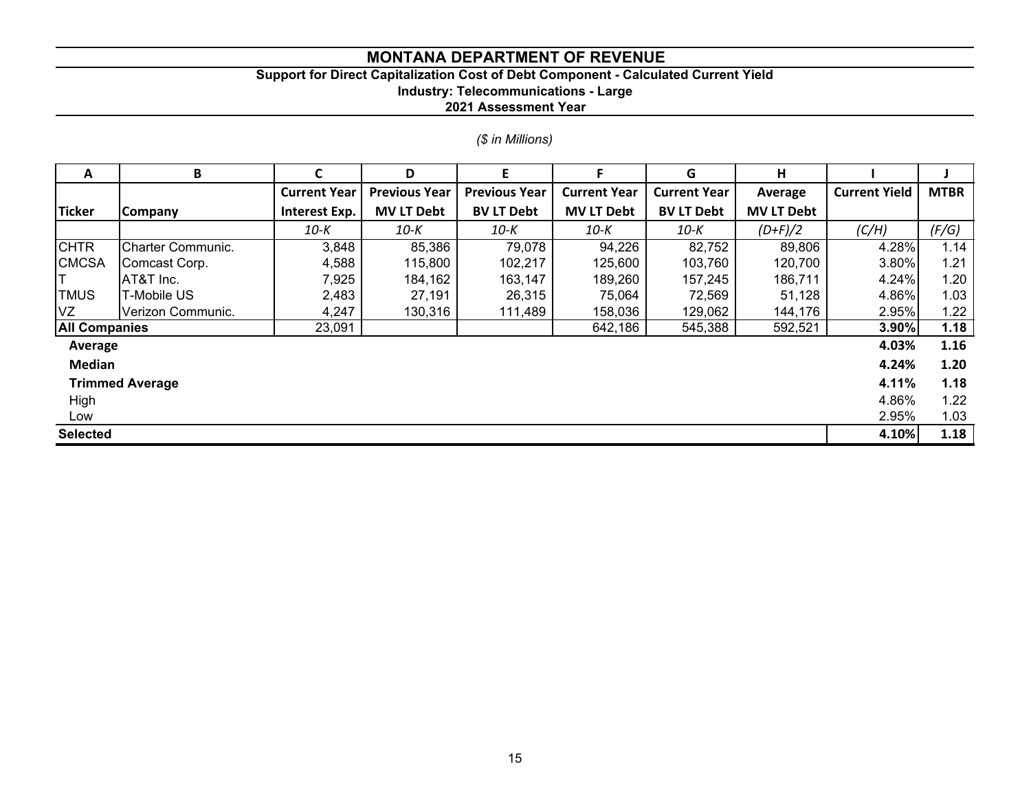# MONTANA DEPARTMENT OF REVENUE

**Support for Direct Capitalization Cost of Debt Component - Calculated Current Yield**

**Industry: Telecommunications - Large**

**2021 Assessment Year**

*($ in Millions)*

| A | B | C | D | E | F | G | H | I | J |
|---|---|---|---|---|---|---|---|---|---|
| | | **Current Year** | **Previous Year** | **Previous Year** | **Current Year** | **Current Year** | **Average** | **Current Yield** | **MTBR** |
| **Ticker** | **Company** | **Interest Exp.** | **MV LT Debt** | **BV LT Debt** | **MV LT Debt** | **BV LT Debt** | **MV LT Debt** | | |
| | | *10-K* | *10-K* | *10-K* | *10-K* | *10-K* | *(D+F)/2* | *(C/H)* | *(F/G)* |
| CHTR | Charter Communic. | 3,848 | 85,386 | 79,078 | 94,226 | 82,752 | 89,806 | 4.28% | 1.14 |
| CMCSA | Comcast Corp. | 4,588 | 115,800 | 102,217 | 125,600 | 103,760 | 120,700 | 3.80% | 1.21 |
| T | AT&T Inc. | 7,925 | 184,162 | 163,147 | 189,260 | 157,245 | 186,711 | 4.24% | 1.20 |
| TMUS | T-Mobile US | 2,483 | 27,191 | 26,315 | 75,064 | 72,569 | 51,128 | 4.86% | 1.03 |
| VZ | Verizon Communic. | 4,247 | 130,316 | 111,489 | 158,036 | 129,062 | 144,176 | 2.95% | 1.22 |
| **All Companies** | | 23,091 | | | 642,186 | 545,388 | 592,521 | **3.90%** | **1.18** |
| **Average** | | | | | | | | **4.03%** | **1.16** |
| **Median** | | | | | | | | **4.24%** | **1.20** |
| **Trimmed Average** | | | | | | | | **4.11%** | **1.18** |
| High | | | | | | | | 4.86% | 1.22 |
| Low | | | | | | | | 2.95% | 1.03 |
| **Selected** | | | | | | | | **4.10%** | **1.18** |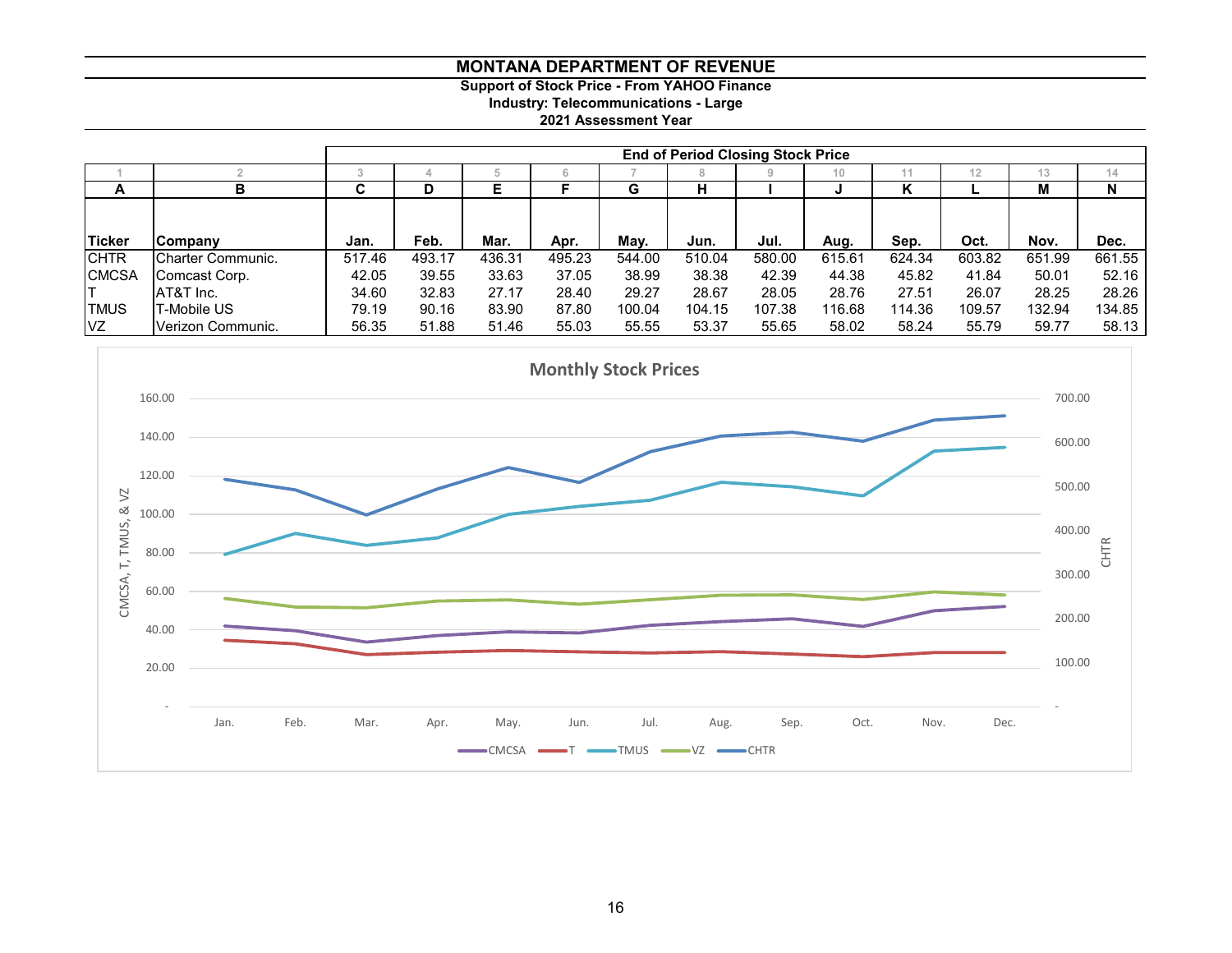# MONTANA DEPARTMENT OF REVENUE

**Support of Stock Price - From YAHOO Finance**
**Industry: Telecommunications - Large**
**2021 Assessment Year**

| | | End of Period Closing Stock Price | | | | | | | | | | | |
|---|---|---|---|---|---|---|---|---|---|---|---|---|---|
| 1 | 2 | 3 | 4 | 5 | 6 | 7 | 8 | 9 | 10 | 11 | 12 | 13 | 14 |
| A | B | C | D | E | F | G | H | I | J | K | L | M | N |
| **Ticker** | **Company** | **Jan.** | **Feb.** | **Mar.** | **Apr.** | **May.** | **Jun.** | **Jul.** | **Aug.** | **Sep.** | **Oct.** | **Nov.** | **Dec.** |
| CHTR | Charter Communic. | 517.46 | 493.17 | 436.31 | 495.23 | 544.00 | 510.04 | 580.00 | 615.61 | 624.34 | 603.82 | 651.99 | 661.55 |
| CMCSA | Comcast Corp. | 42.05 | 39.55 | 33.63 | 37.05 | 38.99 | 38.38 | 42.39 | 44.38 | 45.82 | 41.84 | 50.01 | 52.16 |
| T | AT&T Inc. | 34.60 | 32.83 | 27.17 | 28.40 | 29.27 | 28.67 | 28.05 | 28.76 | 27.51 | 26.07 | 28.25 | 28.26 |
| TMUS | T-Mobile US | 79.19 | 90.16 | 83.90 | 87.80 | 100.04 | 104.15 | 107.38 | 116.68 | 114.36 | 109.57 | 132.94 | 134.85 |
| VZ | Verizon Communic. | 56.35 | 51.88 | 51.46 | 55.03 | 55.55 | 53.37 | 55.65 | 58.02 | 58.24 | 55.79 | 59.77 | 58.13 |

**Monthly Stock Prices**

Left axis: CMCSA, T, TMUS, & VZ (-, 20.00 – 160.00); Right axis: CHTR (-, 100.00 – 700.00)

Jan. Feb. Mar. Apr. May. Jun. Jul. Aug. Sep. Oct. Nov. Dec.

CMCSA, T, TMUS, VZ, CHTR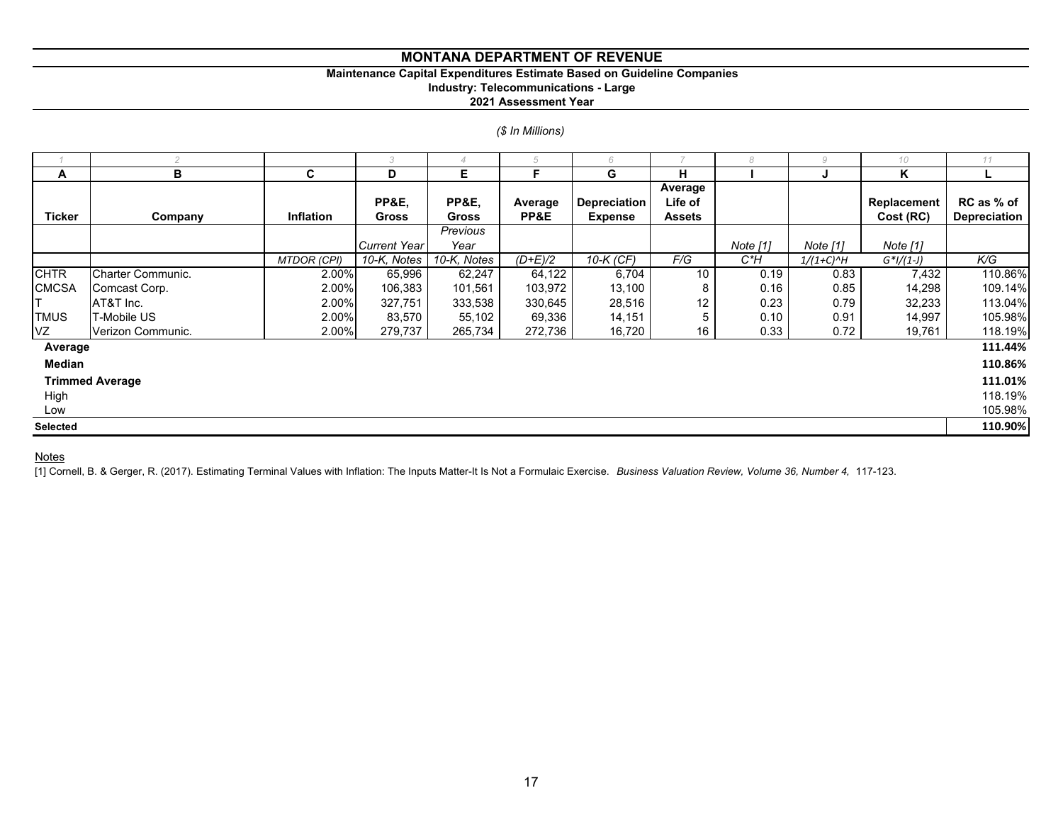# MONTANA DEPARTMENT OF REVENUE

## Maintenance Capital Expenditures Estimate Based on Guideline Companies

### Industry: Telecommunications - Large

### 2021 Assessment Year

*($ In Millions)*

| *1* | *2* | | *3* | *4* | *5* | *6* | *7* | *8* | *9* | *10* | *11* |
|---|---|---|---|---|---|---|---|---|---|---|---|
| **A** | **B** | **C** | **D** | **E** | **F** | **G** | **H** | **I** | **J** | **K** | **L** |
| **Ticker** | **Company** | **Inflation** | **PP&E, Gross** | **PP&E, Gross** | **Average PP&E** | **Depreciation Expense** | **Average Life of Assets** | | | **Replacement Cost (RC)** | **RC as % of Depreciation** |
| | | | *Current Year* | *Previous Year* | | | | *Note [1]* | *Note [1]* | *Note [1]* | |
| | | *MTDOR (CPI)* | *10-K, Notes* | *10-K, Notes* | *(D+E)/2* | *10-K (CF)* | *F/G* | *C*H* | *1/(1+C)^H* | *G*I/(1-J)* | *K/G* |
| CHTR | Charter Communic. | 2.00% | 65,996 | 62,247 | 64,122 | 6,704 | 10 | 0.19 | 0.83 | 7,432 | 110.86% |
| CMCSA | Comcast Corp. | 2.00% | 106,383 | 101,561 | 103,972 | 13,100 | 8 | 0.16 | 0.85 | 14,298 | 109.14% |
| T | AT&T Inc. | 2.00% | 327,751 | 333,538 | 330,645 | 28,516 | 12 | 0.23 | 0.79 | 32,233 | 113.04% |
| TMUS | T-Mobile US | 2.00% | 83,570 | 55,102 | 69,336 | 14,151 | 5 | 0.10 | 0.91 | 14,997 | 105.98% |
| VZ | Verizon Communic. | 2.00% | 279,737 | 265,734 | 272,736 | 16,720 | 16 | 0.33 | 0.72 | 19,761 | 118.19% |
| **Average** | | | | | | | | | | | **111.44%** |
| **Median** | | | | | | | | | | | **110.86%** |
| **Trimmed Average** | | | | | | | | | | | **111.01%** |
| High | | | | | | | | | | | 118.19% |
| Low | | | | | | | | | | | 105.98% |
| **Selected** | | | | | | | | | | | **110.90%** |

Notes

[1] Cornell, B. & Gerger, R. (2017). Estimating Terminal Values with Inflation: The Inputs Matter-It Is Not a Formulaic Exercise. *Business Valuation Review, Volume 36, Number 4,* 117-123.